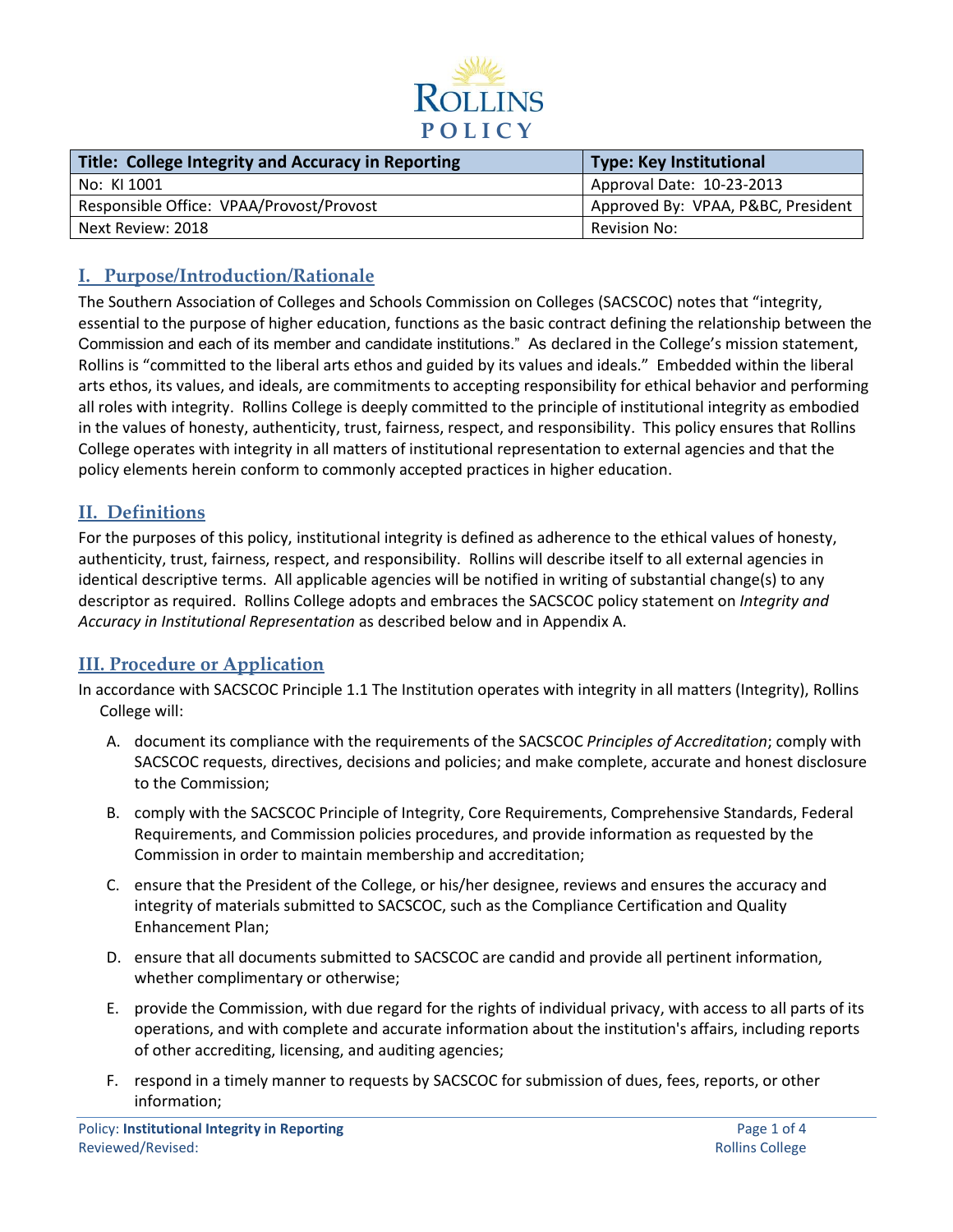ROLLINS
POLICY

| Title: College Integrity and Accuracy in Reporting | Type: Key Institutional |
|---|---|
| No: KI 1001 | Approval Date: 10-23-2013 |
| Responsible Office: VPAA/Provost/Provost | Approved By: VPAA, P&BC, President |
| Next Review: 2018 | Revision No: |

## I. Purpose/Introduction/Rationale

The Southern Association of Colleges and Schools Commission on Colleges (SACSCOC) notes that "integrity, essential to the purpose of higher education, functions as the basic contract defining the relationship between the Commission and each of its member and candidate institutions." As declared in the College's mission statement, Rollins is "committed to the liberal arts ethos and guided by its values and ideals." Embedded within the liberal arts ethos, its values, and ideals, are commitments to accepting responsibility for ethical behavior and performing all roles with integrity. Rollins College is deeply committed to the principle of institutional integrity as embodied in the values of honesty, authenticity, trust, fairness, respect, and responsibility. This policy ensures that Rollins College operates with integrity in all matters of institutional representation to external agencies and that the policy elements herein conform to commonly accepted practices in higher education.

## II. Definitions

For the purposes of this policy, institutional integrity is defined as adherence to the ethical values of honesty, authenticity, trust, fairness, respect, and responsibility. Rollins will describe itself to all external agencies in identical descriptive terms. All applicable agencies will be notified in writing of substantial change(s) to any descriptor as required. Rollins College adopts and embraces the SACSCOC policy statement on *Integrity and Accuracy in Institutional Representation* as described below and in Appendix A.

## III. Procedure or Application

In accordance with SACSCOC Principle 1.1 The Institution operates with integrity in all matters (Integrity), Rollins College will:

A. document its compliance with the requirements of the SACSCOC *Principles of Accreditation*; comply with SACSCOC requests, directives, decisions and policies; and make complete, accurate and honest disclosure to the Commission;

B. comply with the SACSCOC Principle of Integrity, Core Requirements, Comprehensive Standards, Federal Requirements, and Commission policies procedures, and provide information as requested by the Commission in order to maintain membership and accreditation;

C. ensure that the President of the College, or his/her designee, reviews and ensures the accuracy and integrity of materials submitted to SACSCOC, such as the Compliance Certification and Quality Enhancement Plan;

D. ensure that all documents submitted to SACSCOC are candid and provide all pertinent information, whether complimentary or otherwise;

E. provide the Commission, with due regard for the rights of individual privacy, with access to all parts of its operations, and with complete and accurate information about the institution's affairs, including reports of other accrediting, licensing, and auditing agencies;

F. respond in a timely manner to requests by SACSCOC for submission of dues, fees, reports, or other information;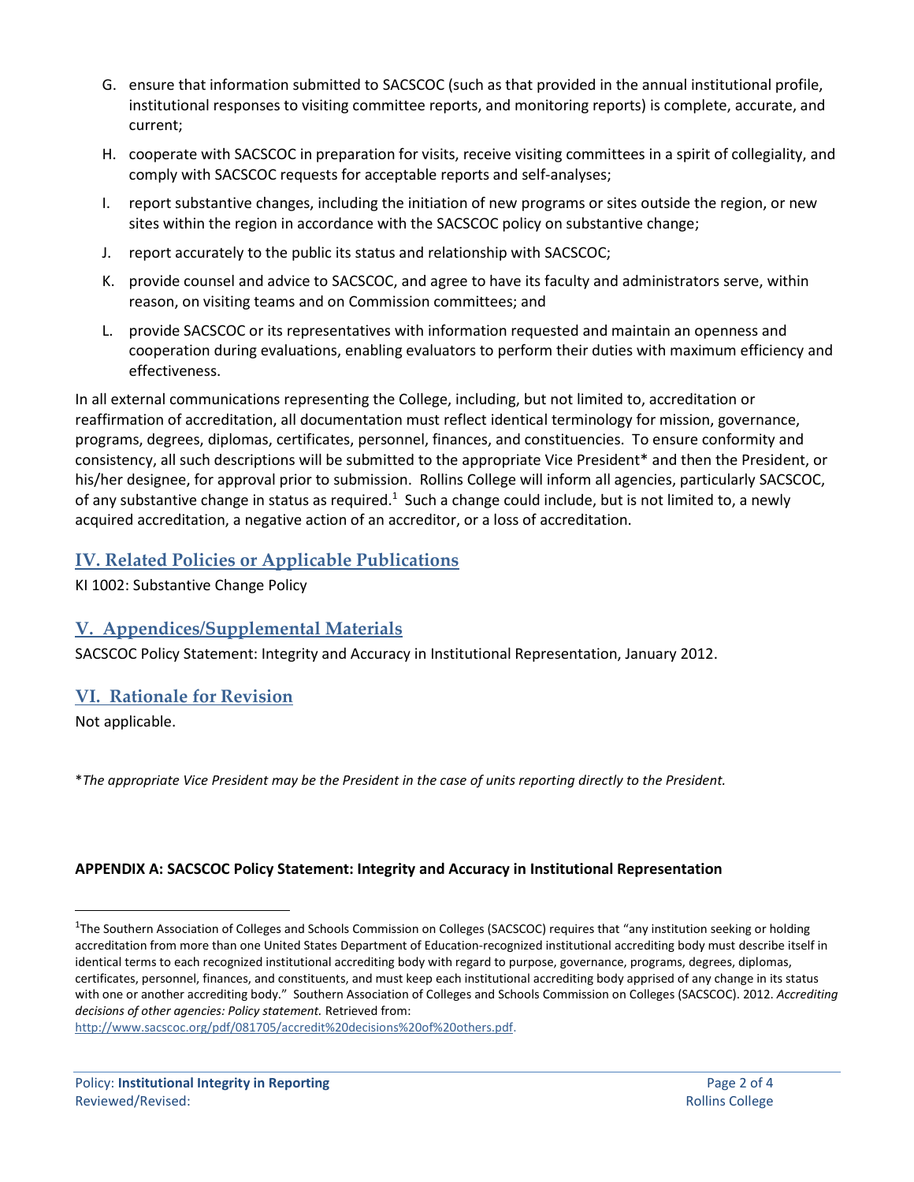G. ensure that information submitted to SACSCOC (such as that provided in the annual institutional profile, institutional responses to visiting committee reports, and monitoring reports) is complete, accurate, and current;

H. cooperate with SACSCOC in preparation for visits, receive visiting committees in a spirit of collegiality, and comply with SACSCOC requests for acceptable reports and self-analyses;

I. report substantive changes, including the initiation of new programs or sites outside the region, or new sites within the region in accordance with the SACSCOC policy on substantive change;

J. report accurately to the public its status and relationship with SACSCOC;

K. provide counsel and advice to SACSCOC, and agree to have its faculty and administrators serve, within reason, on visiting teams and on Commission committees; and

L. provide SACSCOC or its representatives with information requested and maintain an openness and cooperation during evaluations, enabling evaluators to perform their duties with maximum efficiency and effectiveness.

In all external communications representing the College, including, but not limited to, accreditation or reaffirmation of accreditation, all documentation must reflect identical terminology for mission, governance, programs, degrees, diplomas, certificates, personnel, finances, and constituencies. To ensure conformity and consistency, all such descriptions will be submitted to the appropriate Vice President* and then the President, or his/her designee, for approval prior to submission. Rollins College will inform all agencies, particularly SACSCOC, of any substantive change in status as required.[1] Such a change could include, but is not limited to, a newly acquired accreditation, a negative action of an accreditor, or a loss of accreditation.

## IV. Related Policies or Applicable Publications

KI 1002: Substantive Change Policy

## V. Appendices/Supplemental Materials

SACSCOC Policy Statement: Integrity and Accuracy in Institutional Representation, January 2012.

## VI. Rationale for Revision

Not applicable.

**The appropriate Vice President may be the President in the case of units reporting directly to the President.*

**APPENDIX A: SACSCOC Policy Statement: Integrity and Accuracy in Institutional Representation**

---

[1]The Southern Association of Colleges and Schools Commission on Colleges (SACSCOC) requires that "any institution seeking or holding accreditation from more than one United States Department of Education-recognized institutional accrediting body must describe itself in identical terms to each recognized institutional accrediting body with regard to purpose, governance, programs, degrees, diplomas, certificates, personnel, finances, and constituents, and must keep each institutional accrediting body apprised of any change in its status with one or another accrediting body." Southern Association of Colleges and Schools Commission on Colleges (SACSCOC). 2012. *Accrediting decisions of other agencies: Policy statement.* Retrieved from: http://www.sacscoc.org/pdf/081705/accredit%20decisions%20of%20others.pdf.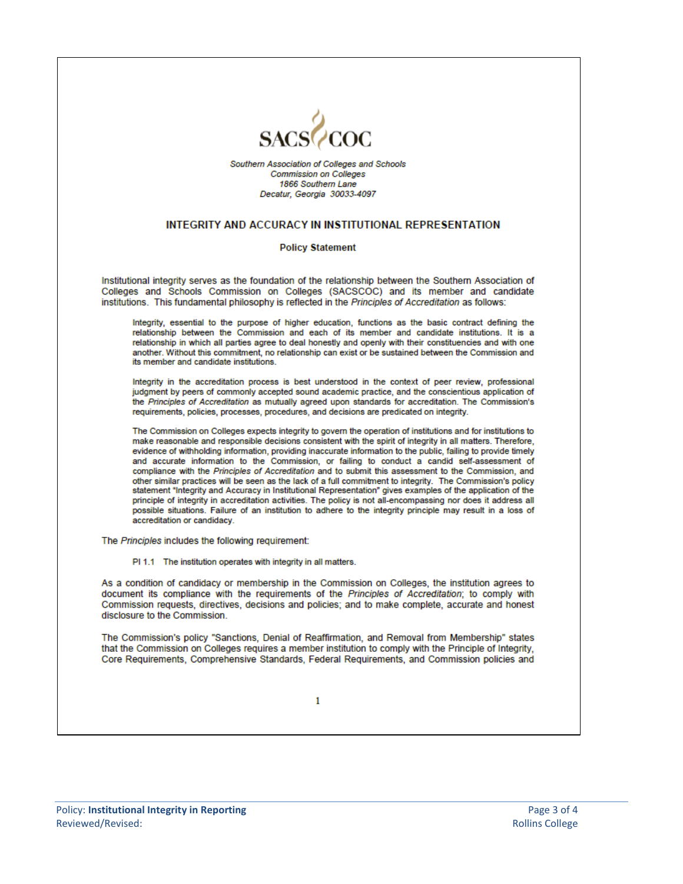SACS COC

*Southern Association of Colleges and Schools*
*Commission on Colleges*
*1866 Southern Lane*
*Decatur, Georgia 30033-4097*

## INTEGRITY AND ACCURACY IN INSTITUTIONAL REPRESENTATION

### Policy Statement

Institutional integrity serves as the foundation of the relationship between the Southern Association of Colleges and Schools Commission on Colleges (SACSCOC) and its member and candidate institutions. This fundamental philosophy is reflected in the *Principles of Accreditation* as follows:

> Integrity, essential to the purpose of higher education, functions as the basic contract defining the relationship between the Commission and each of its member and candidate institutions. It is a relationship in which all parties agree to deal honestly and openly with their constituencies and with one another. Without this commitment, no relationship can exist or be sustained between the Commission and its member and candidate institutions.
>
> Integrity in the accreditation process is best understood in the context of peer review, professional judgment by peers of commonly accepted sound academic practice, and the conscientious application of the *Principles of Accreditation* as mutually agreed upon standards for accreditation. The Commission's requirements, policies, processes, procedures, and decisions are predicated on integrity.
>
> The Commission on Colleges expects integrity to govern the operation of institutions and for institutions to make reasonable and responsible decisions consistent with the spirit of integrity in all matters. Therefore, evidence of withholding information, providing inaccurate information to the public, failing to provide timely and accurate information to the Commission, or failing to conduct a candid self-assessment of compliance with the *Principles of Accreditation* and to submit this assessment to the Commission, and other similar practices will be seen as the lack of a full commitment to integrity. The Commission's policy statement "Integrity and Accuracy in Institutional Representation" gives examples of the application of the principle of integrity in accreditation activities. The policy is not all-encompassing nor does it address all possible situations. Failure of an institution to adhere to the integrity principle may result in a loss of accreditation or candidacy.

The *Principles* includes the following requirement:

> PI 1.1 The institution operates with integrity in all matters.

As a condition of candidacy or membership in the Commission on Colleges, the institution agrees to document its compliance with the requirements of the *Principles of Accreditation*; to comply with Commission requests, directives, decisions and policies; and to make complete, accurate and honest disclosure to the Commission.

The Commission's policy "Sanctions, Denial of Reaffirmation, and Removal from Membership" states that the Commission on Colleges requires a member institution to comply with the Principle of Integrity, Core Requirements, Comprehensive Standards, Federal Requirements, and Commission policies and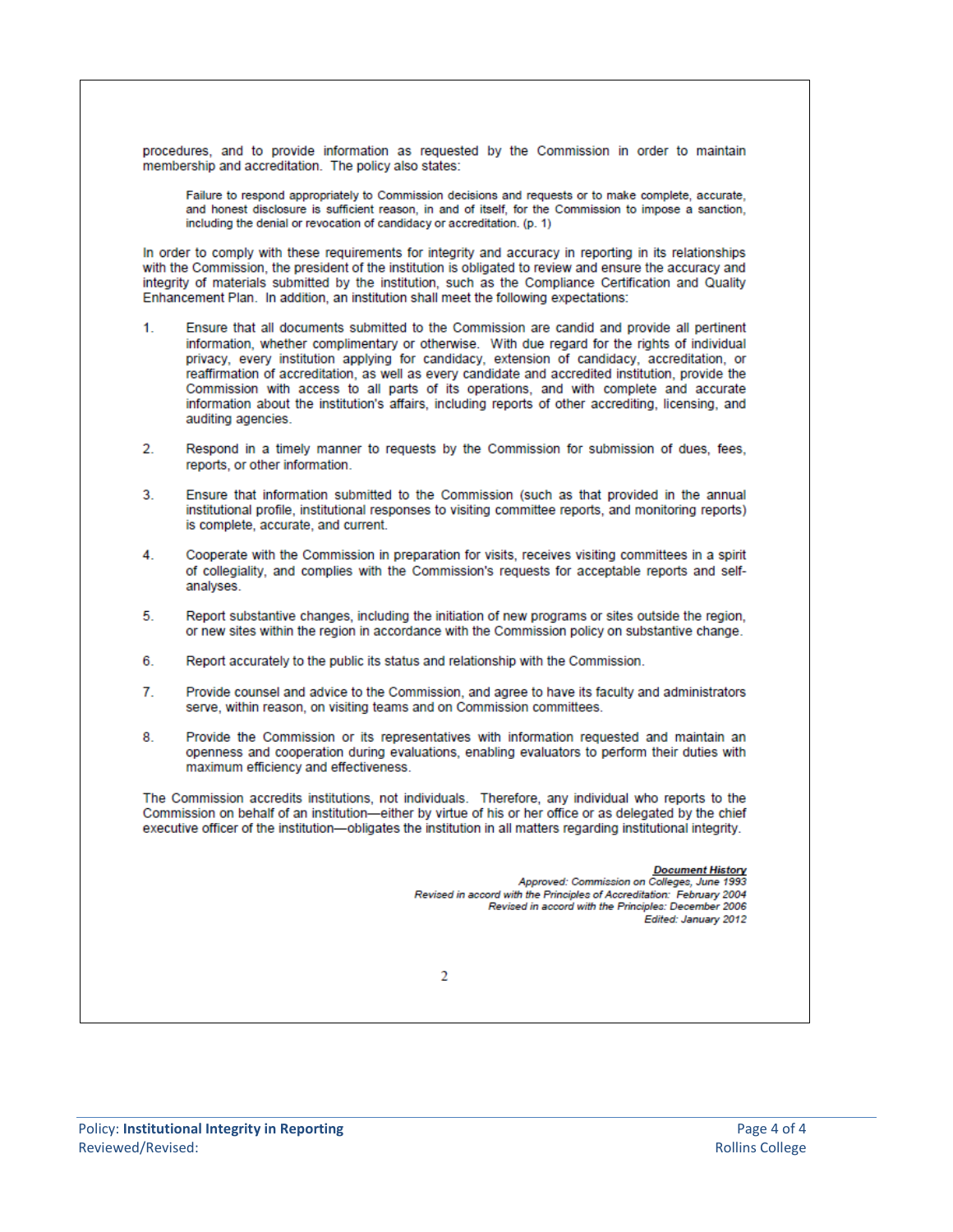procedures, and to provide information as requested by the Commission in order to maintain membership and accreditation. The policy also states:

> Failure to respond appropriately to Commission decisions and requests or to make complete, accurate, and honest disclosure is sufficient reason, in and of itself, for the Commission to impose a sanction, including the denial or revocation of candidacy or accreditation. (p. 1)

In order to comply with these requirements for integrity and accuracy in reporting in its relationships with the Commission, the president of the institution is obligated to review and ensure the accuracy and integrity of materials submitted by the institution, such as the Compliance Certification and Quality Enhancement Plan. In addition, an institution shall meet the following expectations:

1. Ensure that all documents submitted to the Commission are candid and provide all pertinent information, whether complimentary or otherwise. With due regard for the rights of individual privacy, every institution applying for candidacy, extension of candidacy, accreditation, or reaffirmation of accreditation, as well as every candidate and accredited institution, provide the Commission with access to all parts of its operations, and with complete and accurate information about the institution's affairs, including reports of other accrediting, licensing, and auditing agencies.

2. Respond in a timely manner to requests by the Commission for submission of dues, fees, reports, or other information.

3. Ensure that information submitted to the Commission (such as that provided in the annual institutional profile, institutional responses to visiting committee reports, and monitoring reports) is complete, accurate, and current.

4. Cooperate with the Commission in preparation for visits, receives visiting committees in a spirit of collegiality, and complies with the Commission's requests for acceptable reports and self-analyses.

5. Report substantive changes, including the initiation of new programs or sites outside the region, or new sites within the region in accordance with the Commission policy on substantive change.

6. Report accurately to the public its status and relationship with the Commission.

7. Provide counsel and advice to the Commission, and agree to have its faculty and administrators serve, within reason, on visiting teams and on Commission committees.

8. Provide the Commission or its representatives with information requested and maintain an openness and cooperation during evaluations, enabling evaluators to perform their duties with maximum efficiency and effectiveness.

The Commission accredits institutions, not individuals. Therefore, any individual who reports to the Commission on behalf of an institution—either by virtue of his or her office or as delegated by the chief executive officer of the institution—obligates the institution in all matters regarding institutional integrity.

**Document History**
*Approved: Commission on Colleges, June 1993*
*Revised in accord with the Principles of Accreditation: February 2004*
*Revised in accord with the Principles: December 2006*
*Edited: January 2012*